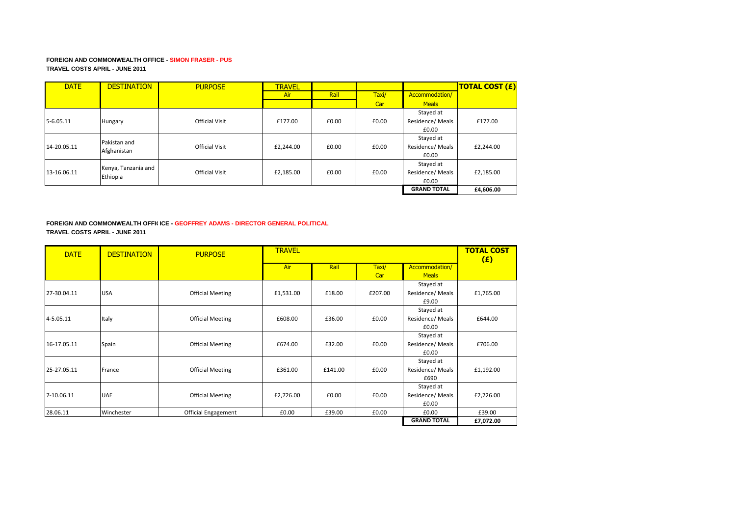**FOREIGN AND COMMONWEALTH OFFICE - SIMON FRASER - PUS**
**TRAVEL COSTS APRIL - JUNE 2011**

| DATE | DESTINATION | PURPOSE | TRAVEL | | | | TOTAL COST (£) |
|---|---|---|---|---|---|---|---|
| | | | Air | Rail | Taxi/ Car | Accommodation/ Meals | |
| 5-6.05.11 | Hungary | Official Visit | £177.00 | £0.00 | £0.00 | Stayed at Residence/ Meals £0.00 | £177.00 |
| 14-20.05.11 | Pakistan and Afghanistan | Official Visit | £2,244.00 | £0.00 | £0.00 | Stayed at Residence/ Meals £0.00 | £2,244.00 |
| 13-16.06.11 | Kenya, Tanzania and Ethiopia | Official Visit | £2,185.00 | £0.00 | £0.00 | Stayed at Residence/ Meals £0.00 | £2,185.00 |
| | | | | | | **GRAND TOTAL** | **£4,606.00** |

**FOREIGN AND COMMONWEALTH OFFI( ICE - GEOFFREY ADAMS - DIRECTOR GENERAL POLITICAL**
**TRAVEL COSTS APRIL - JUNE 2011**

| DATE | DESTINATION | PURPOSE | TRAVEL | | | | TOTAL COST (£) |
|---|---|---|---|---|---|---|---|
| | | | Air | Rail | Taxi/ Car | Accommodation/ Meals | |
| 27-30.04.11 | USA | Official Meeting | £1,531.00 | £18.00 | £207.00 | Stayed at Residence/ Meals £9.00 | £1,765.00 |
| 4-5.05.11 | Italy | Official Meeting | £608.00 | £36.00 | £0.00 | Stayed at Residence/ Meals £0.00 | £644.00 |
| 16-17.05.11 | Spain | Official Meeting | £674.00 | £32.00 | £0.00 | Stayed at Residence/ Meals £0.00 | £706.00 |
| 25-27.05.11 | France | Official Meeting | £361.00 | £141.00 | £0.00 | Stayed at Residence/ Meals £690 | £1,192.00 |
| 7-10.06.11 | UAE | Official Meeting | £2,726.00 | £0.00 | £0.00 | Stayed at Residence/ Meals £0.00 | £2,726.00 |
| 28.06.11 | Winchester | Official Engagement | £0.00 | £39.00 | £0.00 | £0.00 | £39.00 |
| | | | | | | **GRAND TOTAL** | **£7,072.00** |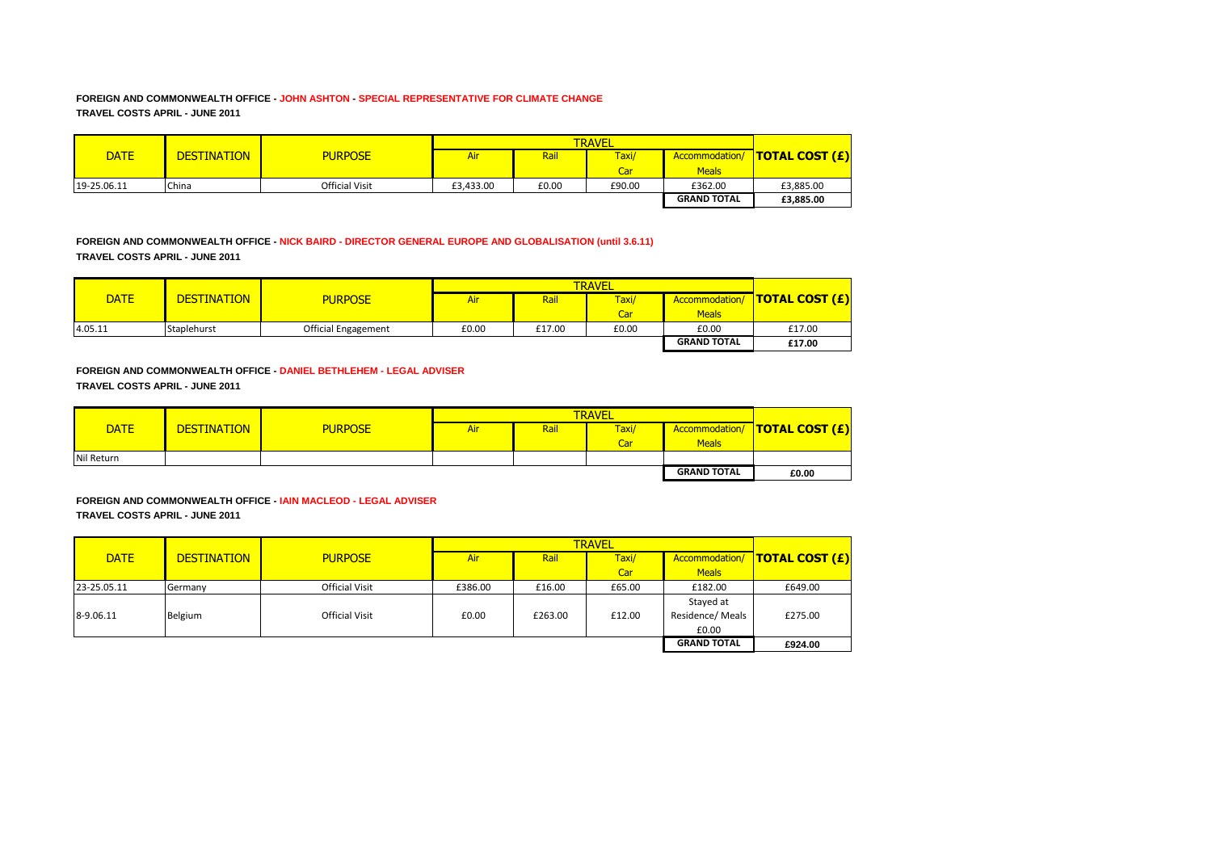**FOREIGN AND COMMONWEALTH OFFICE - JOHN ASHTON - SPECIAL REPRESENTATIVE FOR CLIMATE CHANGE**
**TRAVEL COSTS APRIL - JUNE 2011**

| DATE | DESTINATION | PURPOSE | TRAVEL | | | | TOTAL COST (£) |
|---|---|---|---|---|---|---|---|
| | | | Air | Rail | Taxi/ Car | Accommodation/ Meals | |
| 19-25.06.11 | China | Official Visit | £3,433.00 | £0.00 | £90.00 | £362.00 | £3,885.00 |
| | | | | | | **GRAND TOTAL** | **£3,885.00** |

**FOREIGN AND COMMONWEALTH OFFICE - NICK BAIRD - DIRECTOR GENERAL EUROPE AND GLOBALISATION (until 3.6.11)**
**TRAVEL COSTS APRIL - JUNE 2011**

| DATE | DESTINATION | PURPOSE | TRAVEL | | | | TOTAL COST (£) |
|---|---|---|---|---|---|---|---|
| | | | Air | Rail | Taxi/ Car | Accommodation/ Meals | |
| 4.05.11 | Staplehurst | Official Engagement | £0.00 | £17.00 | £0.00 | £0.00 | £17.00 |
| | | | | | | **GRAND TOTAL** | **£17.00** |

**FOREIGN AND COMMONWEALTH OFFICE - DANIEL BETHLEHEM - LEGAL ADVISER**
**TRAVEL COSTS APRIL - JUNE 2011**

| DATE | DESTINATION | PURPOSE | TRAVEL | | | | TOTAL COST (£) |
|---|---|---|---|---|---|---|---|
| | | | Air | Rail | Taxi/ Car | Accommodation/ Meals | |
| Nil Return | | | | | | | |
| | | | | | | **GRAND TOTAL** | **£0.00** |

**FOREIGN AND COMMONWEALTH OFFICE - IAIN MACLEOD - LEGAL ADVISER**
**TRAVEL COSTS APRIL - JUNE 2011**

| DATE | DESTINATION | PURPOSE | TRAVEL | | | | TOTAL COST (£) |
|---|---|---|---|---|---|---|---|
| | | | Air | Rail | Taxi/ Car | Accommodation/ Meals | |
| 23-25.05.11 | Germany | Official Visit | £386.00 | £16.00 | £65.00 | £182.00 | £649.00 |
| 8-9.06.11 | Belgium | Official Visit | £0.00 | £263.00 | £12.00 | Stayed at Residence/ Meals £0.00 | £275.00 |
| | | | | | | **GRAND TOTAL** | **£924.00** |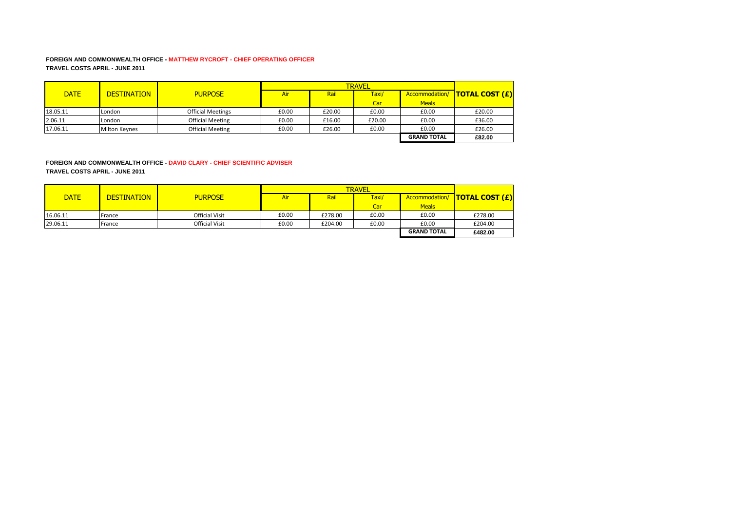**FOREIGN AND COMMONWEALTH OFFICE - MATTHEW RYCROFT - CHIEF OPERATING OFFICER**

**TRAVEL COSTS APRIL - JUNE 2011**

| DATE | DESTINATION | PURPOSE | TRAVEL | | | | TOTAL COST (£) |
|---|---|---|---|---|---|---|---|
| | | | Air | Rail | Taxi/ Car | Accommodation/ Meals | |
| 18.05.11 | London | Official Meetings | £0.00 | £20.00 | £0.00 | £0.00 | £20.00 |
| 2.06.11 | London | Official Meeting | £0.00 | £16.00 | £20.00 | £0.00 | £36.00 |
| 17.06.11 | Milton Keynes | Official Meeting | £0.00 | £26.00 | £0.00 | £0.00 | £26.00 |
| | | | | | | **GRAND TOTAL** | **£82.00** |

**FOREIGN AND COMMONWEALTH OFFICE - DAVID CLARY - CHIEF SCIENTIFIC ADVISER**

**TRAVEL COSTS APRIL - JUNE 2011**

| DATE | DESTINATION | PURPOSE | TRAVEL | | | | TOTAL COST (£) |
|---|---|---|---|---|---|---|---|
| | | | Air | Rail | Taxi/ Car | Accommodation/ Meals | |
| 16.06.11 | France | Official Visit | £0.00 | £278.00 | £0.00 | £0.00 | £278.00 |
| 29.06.11 | France | Official Visit | £0.00 | £204.00 | £0.00 | £0.00 | £204.00 |
| | | | | | | **GRAND TOTAL** | **£482.00** |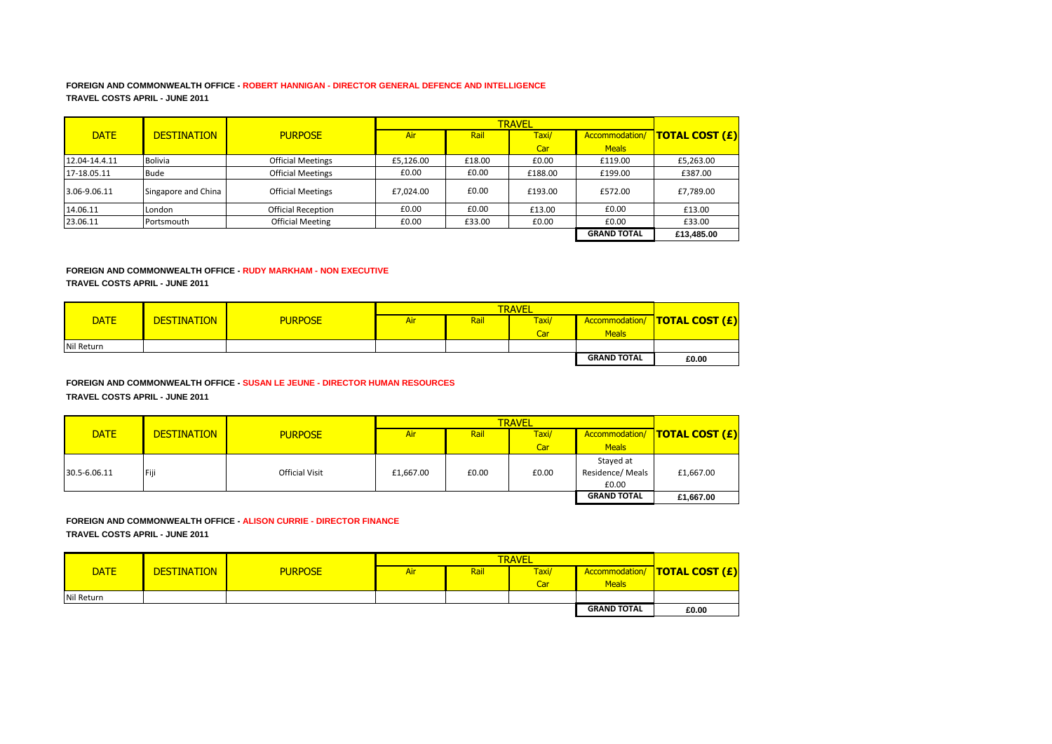**FOREIGN AND COMMONWEALTH OFFICE - ROBERT HANNIGAN - DIRECTOR GENERAL DEFENCE AND INTELLIGENCE**

**TRAVEL COSTS APRIL - JUNE 2011**

| DATE | DESTINATION | PURPOSE | TRAVEL | | | | TOTAL COST (£) |
|---|---|---|---|---|---|---|---|
| | | | Air | Rail | Taxi/ Car | Accommodation/ Meals | |
| 12.04-14.4.11 | Bolivia | Official Meetings | £5,126.00 | £18.00 | £0.00 | £119.00 | £5,263.00 |
| 17-18.05.11 | Bude | Official Meetings | £0.00 | £0.00 | £188.00 | £199.00 | £387.00 |
| 3.06-9.06.11 | Singapore and China | Official Meetings | £7,024.00 | £0.00 | £193.00 | £572.00 | £7,789.00 |
| 14.06.11 | London | Official Reception | £0.00 | £0.00 | £13.00 | £0.00 | £13.00 |
| 23.06.11 | Portsmouth | Official Meeting | £0.00 | £33.00 | £0.00 | £0.00 | £33.00 |
| | | | | | | **GRAND TOTAL** | **£13,485.00** |

**FOREIGN AND COMMONWEALTH OFFICE - RUDY MARKHAM - NON EXECUTIVE**

**TRAVEL COSTS APRIL - JUNE 2011**

| DATE | DESTINATION | PURPOSE | TRAVEL | | | | TOTAL COST (£) |
|---|---|---|---|---|---|---|---|
| | | | Air | Rail | Taxi/ Car | Accommodation/ Meals | |
| Nil Return | | | | | | | |
| | | | | | | **GRAND TOTAL** | **£0.00** |

**FOREIGN AND COMMONWEALTH OFFICE - SUSAN LE JEUNE - DIRECTOR HUMAN RESOURCES**

**TRAVEL COSTS APRIL - JUNE 2011**

| DATE | DESTINATION | PURPOSE | TRAVEL | | | | TOTAL COST (£) |
|---|---|---|---|---|---|---|---|
| | | | Air | Rail | Taxi/ Car | Accommodation/ Meals | |
| 30.5-6.06.11 | Fiji | Official Visit | £1,667.00 | £0.00 | £0.00 | Stayed at Residence/ Meals £0.00 | £1,667.00 |
| | | | | | | **GRAND TOTAL** | **£1,667.00** |

**FOREIGN AND COMMONWEALTH OFFICE - ALISON CURRIE - DIRECTOR FINANCE**

**TRAVEL COSTS APRIL - JUNE 2011**

| DATE | DESTINATION | PURPOSE | TRAVEL | | | | TOTAL COST (£) |
|---|---|---|---|---|---|---|---|
| | | | Air | Rail | Taxi/ Car | Accommodation/ Meals | |
| Nil Return | | | | | | | |
| | | | | | | **GRAND TOTAL** | **£0.00** |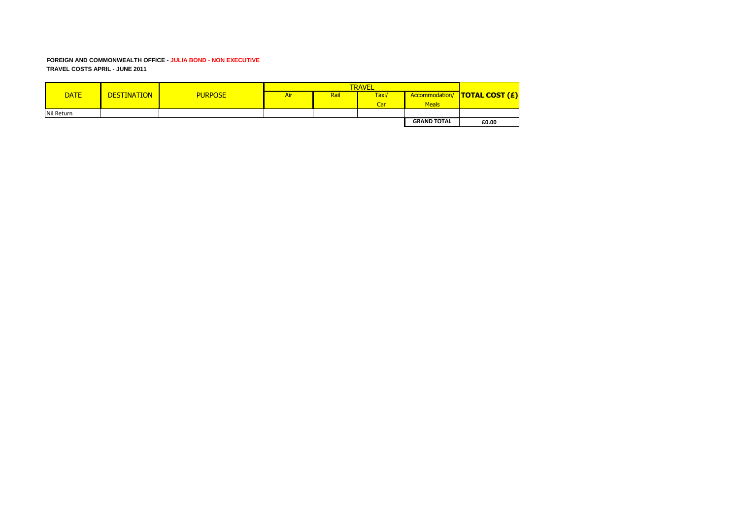**FOREIGN AND COMMONWEALTH OFFICE - JULIA BOND - NON EXECUTIVE**

**TRAVEL COSTS APRIL - JUNE 2011**

| DATE | DESTINATION | PURPOSE | TRAVEL | | | | TOTAL COST (£) |
|---|---|---|---|---|---|---|---|
| | | | Air | Rail | Taxi/ Car | Accommodation/ Meals | |
| Nil Return | | | | | | | |
| | | | | | | **GRAND TOTAL** | **£0.00** |